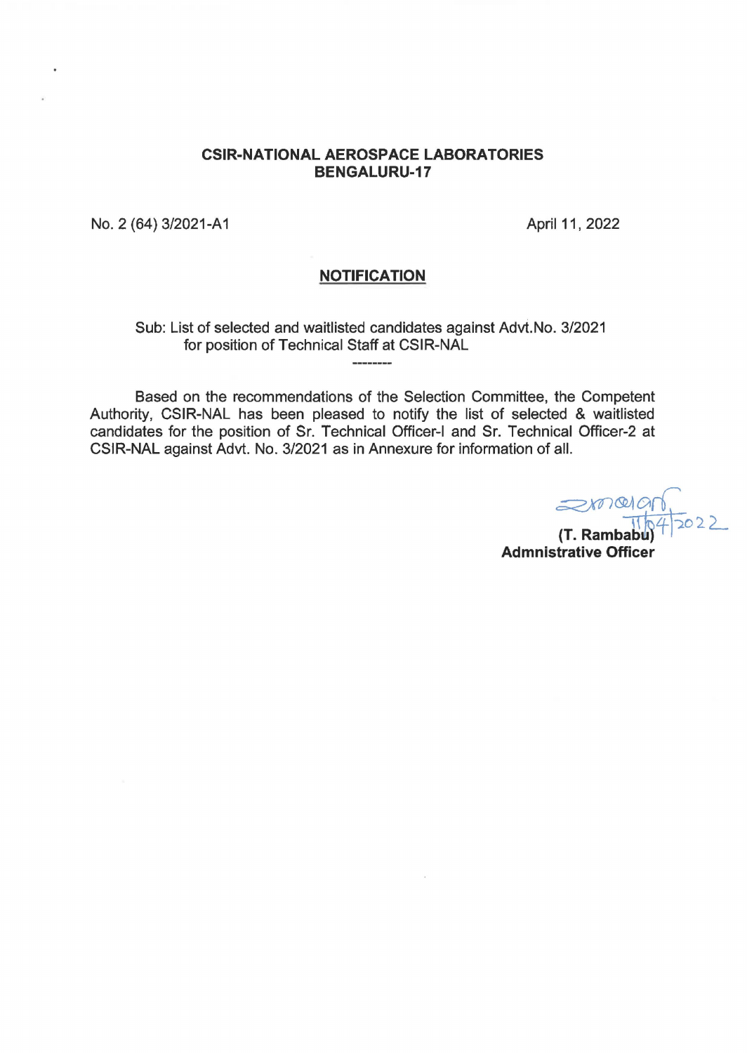**CSIR-NATIONAL AEROSPACE LABORATORIES**
**BENGALURU-17**

No. 2 (64) 3/2021-A1 April 11, 2022

**NOTIFICATION**

Sub: List of selected and waitlisted candidates against Advt.No. 3/2021 for position of Technical Staff at CSIR-NAL

--------

Based on the recommendations of the Selection Committee, the Competent Authority, CSIR-NAL has been pleased to notify the list of selected & waitlisted candidates for the position of Sr. Technical Officer-I and Sr. Technical Officer-2 at CSIR-NAL against Advt. No. 3/2021 as in Annexure for information of all.

11/04/2022

**(T. Rambabu)**
**Admnistrative Officer**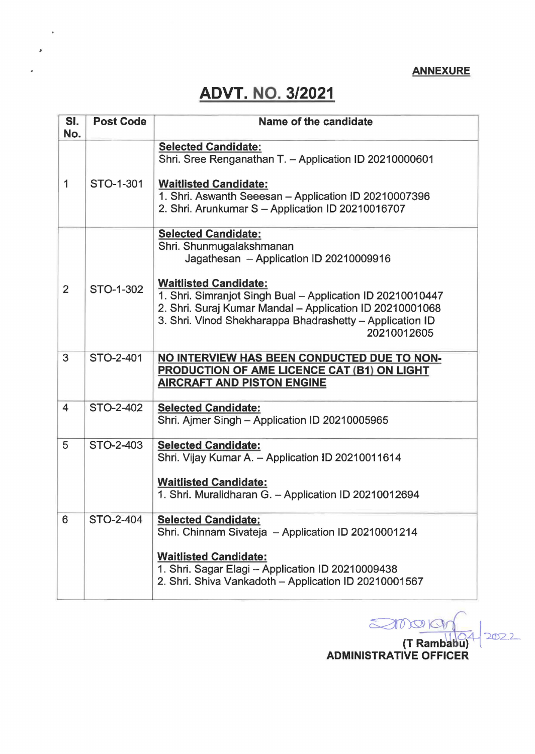**ANNEXURE**

# ADVT. NO. 3/2021

| Sl. No. | Post Code | Name of the candidate |
|---|---|---|
| 1 | STO-1-301 | **Selected Candidate:**<br>Shri. Sree Renganathan T. – Application ID 20210000601<br><br>**Waitlisted Candidate:**<br>1. Shri. Aswanth Seeesan – Application ID 20210007396<br>2. Shri. Arunkumar S – Application ID 20210016707 |
| 2 | STO-1-302 | **Selected Candidate:**<br>Shri. Shunmugalakshmanan Jagathesan – Application ID 20210009916<br><br>**Waitlisted Candidate:**<br>1. Shri. Simranjot Singh Bual – Application ID 20210010447<br>2. Shri. Suraj Kumar Mandal – Application ID 20210001068<br>3. Shri. Vinod Shekharappa Bhadrashetty – Application ID 20210012605 |
| 3 | STO-2-401 | **NO INTERVIEW HAS BEEN CONDUCTED DUE TO NON-PRODUCTION OF AME LICENCE CAT (B1) ON LIGHT AIRCRAFT AND PISTON ENGINE** |
| 4 | STO-2-402 | **Selected Candidate:**<br>Shri. Ajmer Singh – Application ID 20210005965 |
| 5 | STO-2-403 | **Selected Candidate:**<br>Shri. Vijay Kumar A. – Application ID 20210011614<br><br>**Waitlisted Candidate:**<br>1. Shri. Muralidharan G. – Application ID 20210012694 |
| 6 | STO-2-404 | **Selected Candidate:**<br>Shri. Chinnam Sivateja – Application ID 20210001214<br><br>**Waitlisted Candidate:**<br>1. Shri. Sagar Elagi – Application ID 20210009438<br>2. Shri. Shiva Vankadoth – Application ID 20210001567 |

11/04/2022

**(T Rambabu)**
**ADMINISTRATIVE OFFICER**